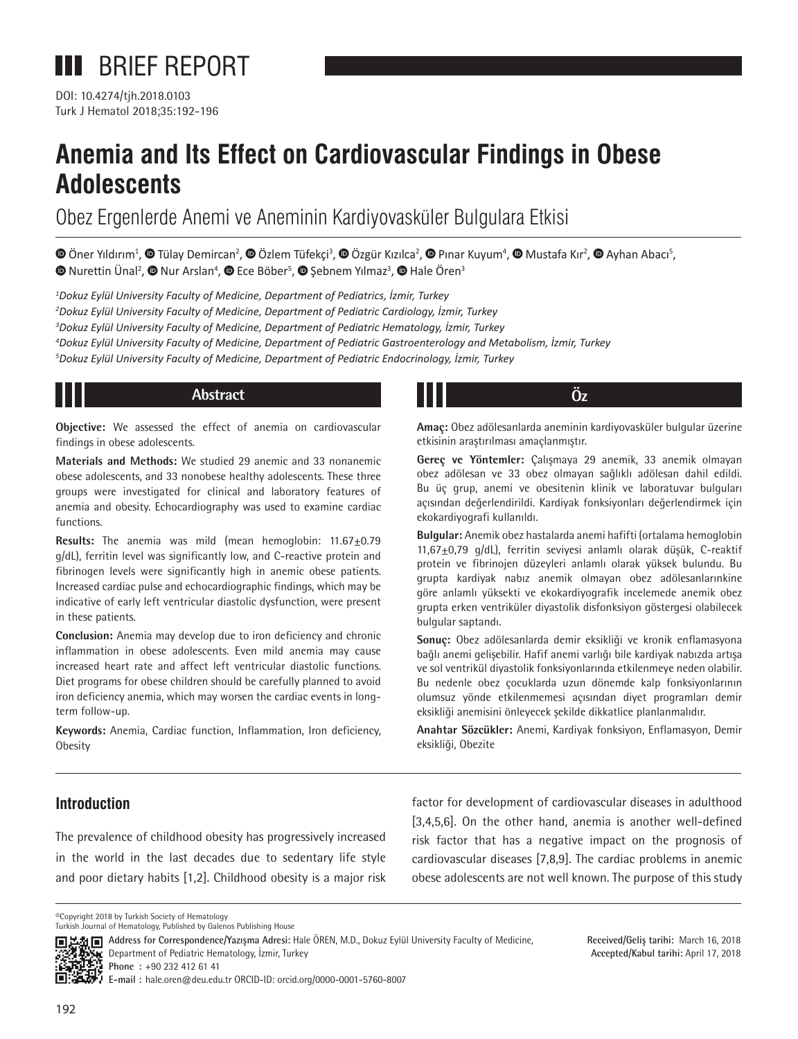# BRIEF REPORT

DOI: 10.4274/tjh.2018.0103

# Anemia and Its Effect on Cardiovascular Findings in Obese Adolescents

## Obez Ergenlerde Anemi ve Aneminin Kardiyovasküler Bulgulara Etkisi

Öner Yıldırım[1], Tülay Demircan[2], Özlem Tüfekçi[3], Özgür Kızılca[2], Pınar Kuyum[4], Mustafa Kır[2], Ayhan Abacı[5], Nurettin Ünal[2], Nur Arslan[4], Ece Böber[5], Şebnem Yılmaz[3], Hale Ören[3]

*[1]Dokuz Eylül University Faculty of Medicine, Department of Pediatrics, İzmir, Turkey*
*[2]Dokuz Eylül University Faculty of Medicine, Department of Pediatric Cardiology, İzmir, Turkey*
*[3]Dokuz Eylül University Faculty of Medicine, Department of Pediatric Hematology, İzmir, Turkey*
*[4]Dokuz Eylül University Faculty of Medicine, Department of Pediatric Gastroenterology and Metabolism, İzmir, Turkey*
*[5]Dokuz Eylül University Faculty of Medicine, Department of Pediatric Endocrinology, İzmir, Turkey*

### Abstract

**Objective:** We assessed the effect of anemia on cardiovascular findings in obese adolescents.

**Materials and Methods:** We studied 29 anemic and 33 nonanemic obese adolescents, and 33 nonobese healthy adolescents. These three groups were investigated for clinical and laboratory features of anemia and obesity. Echocardiography was used to examine cardiac functions.

**Results:** The anemia was mild (mean hemoglobin: 11.67±0.79 g/dL), ferritin level was significantly low, and C-reactive protein and fibrinogen levels were significantly high in anemic obese patients. Increased cardiac pulse and echocardiographic findings, which may be indicative of early left ventricular diastolic dysfunction, were present in these patients.

**Conclusion:** Anemia may develop due to iron deficiency and chronic inflammation in obese adolescents. Even mild anemia may cause increased heart rate and affect left ventricular diastolic functions. Diet programs for obese children should be carefully planned to avoid iron deficiency anemia, which may worsen the cardiac events in long-term follow-up.

**Keywords:** Anemia, Cardiac function, Inflammation, Iron deficiency, Obesity

### Öz

**Amaç:** Obez adölesanlarda aneminin kardiyovasküler bulgular üzerine etkisinin araştırılması amaçlanmıştır.

**Gereç ve Yöntemler:** Çalışmaya 29 anemik, 33 anemik olmayan obez adölesan ve 33 obez olmayan sağlıklı adölesan dahil edildi. Bu üç grup, anemi ve obesitenin klinik ve laboratuvar bulguları açısından değerlendirildi. Kardiyak fonksiyonları değerlendirmek için ekokardiyografi kullanıldı.

**Bulgular:** Anemik obez hastalarda anemi hafifti (ortalama hemoglobin 11,67±0,79 g/dL), ferritin seviyesi anlamlı olarak düşük, C-reaktif protein ve fibrinojen düzeyleri anlamlı olarak yüksek bulundu. Bu grupta kardiyak nabız anemik olmayan obez adölesanlarınkine göre anlamlı yüksekti ve ekokardiyografik incelemede anemik obez grupta erken ventriküler diyastolik disfonksiyon göstergesi olabilecek bulgular saptandı.

**Sonuç:** Obez adölesanlarda demir eksikliği ve kronik enflamasyona bağlı anemi gelişebilir. Hafif anemi varlığı bile kardiyak nabızda artışa ve sol ventrikül diyastolik fonksiyonlarında etkilenmeye neden olabilir. Bu nedenle obez çocuklarda uzun dönemde kalp fonksiyonlarının olumsuz yönde etkilenmemesi açısından diyet programları demir eksikliği anemisini önleyecek şekilde dikkatlice planlanmalıdır.

**Anahtar Sözcükler:** Anemi, Kardiyak fonksiyon, Enflamasyon, Demir eksikliği, Obezite

## Introduction

The prevalence of childhood obesity has progressively increased in the world in the last decades due to sedentary life style and poor dietary habits [1,2]. Childhood obesity is a major risk factor for development of cardiovascular diseases in adulthood [3,4,5,6]. On the other hand, anemia is another well-defined risk factor that has a negative impact on the prognosis of cardiovascular diseases [7,8,9]. The cardiac problems in anemic obese adolescents are not well known. The purpose of this study

©Copyright 2018 by Turkish Society of Hematology
Turkish Journal of Hematology, Published by Galenos Publishing House

**Address for Correspondence/Yazışma Adresi:** Hale ÖREN, M.D., Dokuz Eylül University Faculty of Medicine, Department of Pediatric Hematology, İzmir, Turkey
**Phone :** +90 232 412 61 41
**E-mail :** hale.oren@deu.edu.tr ORCID-ID: orcid.org/0000-0001-5760-8007

**Received/Geliş tarihi:** March 16, 2018
**Accepted/Kabul tarihi:** April 17, 2018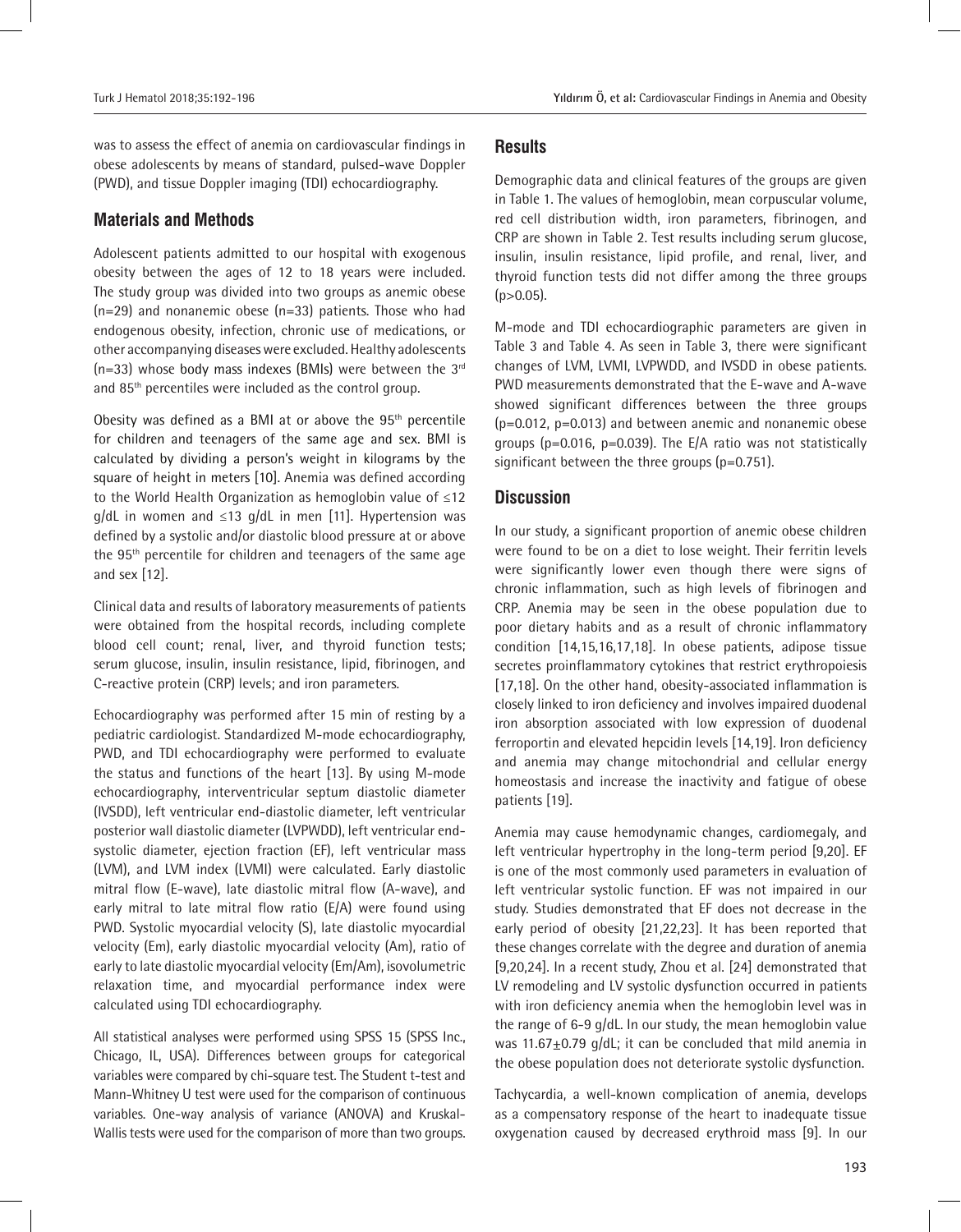was to assess the effect of anemia on cardiovascular findings in obese adolescents by means of standard, pulsed-wave Doppler (PWD), and tissue Doppler imaging (TDI) echocardiography.

## Materials and Methods

Adolescent patients admitted to our hospital with exogenous obesity between the ages of 12 to 18 years were included. The study group was divided into two groups as anemic obese (n=29) and nonanemic obese (n=33) patients. Those who had endogenous obesity, infection, chronic use of medications, or other accompanying diseases were excluded. Healthy adolescents (n=33) whose body mass indexes (BMIs) were between the 3rd and 85th percentiles were included as the control group.

Obesity was defined as a BMI at or above the 95th percentile for children and teenagers of the same age and sex. BMI is calculated by dividing a person's weight in kilograms by the square of height in meters [10]. Anemia was defined according to the World Health Organization as hemoglobin value of ≤12 g/dL in women and ≤13 g/dL in men [11]. Hypertension was defined by a systolic and/or diastolic blood pressure at or above the 95th percentile for children and teenagers of the same age and sex [12].

Clinical data and results of laboratory measurements of patients were obtained from the hospital records, including complete blood cell count; renal, liver, and thyroid function tests; serum glucose, insulin, insulin resistance, lipid, fibrinogen, and C-reactive protein (CRP) levels; and iron parameters.

Echocardiography was performed after 15 min of resting by a pediatric cardiologist. Standardized M-mode echocardiography, PWD, and TDI echocardiography were performed to evaluate the status and functions of the heart [13]. By using M-mode echocardiography, interventricular septum diastolic diameter (IVSDD), left ventricular end-diastolic diameter, left ventricular posterior wall diastolic diameter (LVPWDD), left ventricular end-systolic diameter, ejection fraction (EF), left ventricular mass (LVM), and LVM index (LVMI) were calculated. Early diastolic mitral flow (E-wave), late diastolic mitral flow (A-wave), and early mitral to late mitral flow ratio (E/A) were found using PWD. Systolic myocardial velocity (S), late diastolic myocardial velocity (Em), early diastolic myocardial velocity (Am), ratio of early to late diastolic myocardial velocity (Em/Am), isovolumetric relaxation time, and myocardial performance index were calculated using TDI echocardiography.

All statistical analyses were performed using SPSS 15 (SPSS Inc., Chicago, IL, USA). Differences between groups for categorical variables were compared by chi-square test. The Student t-test and Mann-Whitney U test were used for the comparison of continuous variables. One-way analysis of variance (ANOVA) and Kruskal-Wallis tests were used for the comparison of more than two groups.

## Results

Demographic data and clinical features of the groups are given in Table 1. The values of hemoglobin, mean corpuscular volume, red cell distribution width, iron parameters, fibrinogen, and CRP are shown in Table 2. Test results including serum glucose, insulin, insulin resistance, lipid profile, and renal, liver, and thyroid function tests did not differ among the three groups ($p>0.05$).

M-mode and TDI echocardiographic parameters are given in Table 3 and Table 4. As seen in Table 3, there were significant changes of LVM, LVMI, LVPWDD, and IVSDD in obese patients. PWD measurements demonstrated that the E-wave and A-wave showed significant differences between the three groups ($p=0.012$, $p=0.013$) and between anemic and nonanemic obese groups ($p=0.016$, $p=0.039$). The E/A ratio was not statistically significant between the three groups ($p=0.751$).

## Discussion

In our study, a significant proportion of anemic obese children were found to be on a diet to lose weight. Their ferritin levels were significantly lower even though there were signs of chronic inflammation, such as high levels of fibrinogen and CRP. Anemia may be seen in the obese population due to poor dietary habits and as a result of chronic inflammatory condition [14,15,16,17,18]. In obese patients, adipose tissue secretes proinflammatory cytokines that restrict erythropoiesis [17,18]. On the other hand, obesity-associated inflammation is closely linked to iron deficiency and involves impaired duodenal iron absorption associated with low expression of duodenal ferroportin and elevated hepcidin levels [14,19]. Iron deficiency and anemia may change mitochondrial and cellular energy homeostasis and increase the inactivity and fatigue of obese patients [19].

Anemia may cause hemodynamic changes, cardiomegaly, and left ventricular hypertrophy in the long-term period [9,20]. EF is one of the most commonly used parameters in evaluation of left ventricular systolic function. EF was not impaired in our study. Studies demonstrated that EF does not decrease in the early period of obesity [21,22,23]. It has been reported that these changes correlate with the degree and duration of anemia [9,20,24]. In a recent study, Zhou et al. [24] demonstrated that LV remodeling and LV systolic dysfunction occurred in patients with iron deficiency anemia when the hemoglobin level was in the range of 6-9 g/dL. In our study, the mean hemoglobin value was 11.67±0.79 g/dL; it can be concluded that mild anemia in the obese population does not deteriorate systolic dysfunction.

Tachycardia, a well-known complication of anemia, develops as a compensatory response of the heart to inadequate tissue oxygenation caused by decreased erythroid mass [9]. In our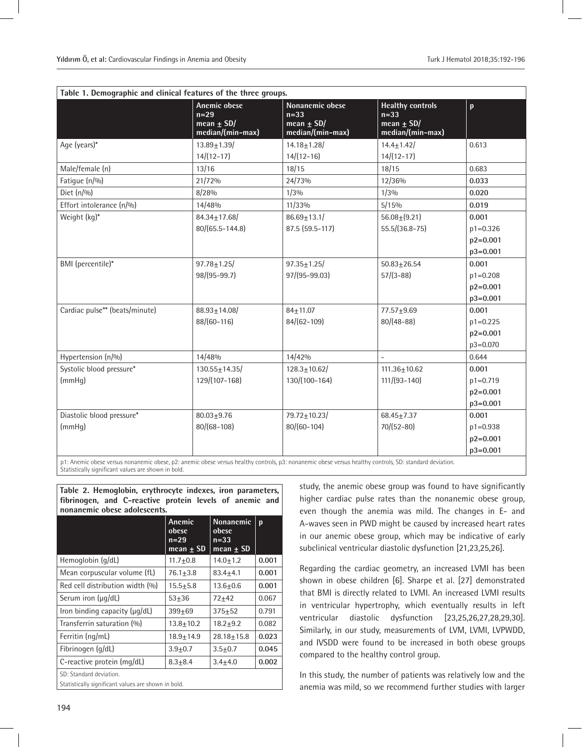**Table 1. Demographic and clinical features of the three groups.**

| | Anemic obese n=29 mean ± SD/ median/(min-max) | Nonanemic obese n=33 mean ± SD/ median/(min-max) | Healthy controls n=33 mean ± SD/ median/(min-max) | p |
|---|---|---|---|---|
| Age (years)* | 13.89±1.39/ 14/(12-17) | 14.18±1.28/ 14/(12-16) | 14.4±1.42/ 14/(12-17) | 0.613 |
| Male/female (n) | 13/16 | 18/15 | 18/15 | 0.683 |
| Fatigue (n/%) | 21/72% | 24/73% | 12/36% | **0.033** |
| Diet (n/%) | 8/28% | 1/3% | 1/3% | **0.020** |
| Effort intolerance (n/%) | 14/48% | 11/33% | 5/15% | **0.019** |
| Weight (kg)* | 84.34±17.68/ 80/(65.5-144.8) | 86.69±13.1/ 87.5 (59.5-117) | 56.08±(9.21) 55.5/(36.8-75) | **0.001** p1=0.326 **p2=0.001** **p3=0.001** |
| BMI (percentile)* | 97.78±1.25/ 98/(95-99.7) | 97.35±1.25/ 97/(95-99.03) | 50.83±26.54 57/(3-88) | **0.001** p1=0.208 **p2=0.001** **p3=0.001** |
| Cardiac pulse** (beats/minute) | 88.93±14.08/ 88/(60-116) | 84±11.07 84/(62-109) | 77.57±9.69 80/(48-88) | **0.001** p1=0.225 **p2=0.001** p3=0.070 |
| Hypertension (n/%) | 14/48% | 14/42% | - | 0.644 |
| Systolic blood pressure* (mmHg) | 130.55±14.35/ 129/(107-168) | 128.3±10.62/ 130/(100-164) | 111.36±10.62 111/(93-140) | **0.001** p1=0.719 **p2=0.001** **p3=0.001** |
| Diastolic blood pressure* (mmHg) | 80.03±9.76 80/(68-108) | 79.72±10.23/ 80/(60-104) | 68.45±7.37 70/(52-80) | **0.001** p1=0.938 **p2=0.001** **p3=0.001** |

p1: Anemic obese versus nonanemic obese, p2: anemic obese versus healthy controls, p3: nonanemic obese versus healthy controls, SD: standard deviation.
Statistically significant values are shown in bold.

**Table 2. Hemoglobin, erythrocyte indexes, iron parameters, fibrinogen, and C-reactive protein levels of anemic and nonanemic obese adolescents.**

| | Anemic obese n=29 mean ± SD | Nonanemic obese n=33 mean ± SD | p |
|---|---|---|---|
| Hemoglobin (g/dL) | 11.7±0.8 | 14.0±1.2 | **0.001** |
| Mean corpuscular volume (fL) | 76.1±3.8 | 83.4±4.1 | **0.001** |
| Red cell distribution width (%) | 15.5±5.8 | 13.6±0.6 | **0.001** |
| Serum iron (µg/dL) | 53±36 | 72±42 | 0.067 |
| Iron binding capacity (µg/dL) | 399±69 | 375±52 | 0.791 |
| Transferrin saturation (%) | 13.8±10.2 | 18.2±9.2 | 0.082 |
| Ferritin (ng/mL) | 18.9±14.9 | 28.18±15.8 | **0.023** |
| Fibrinogen (g/dL) | 3.9±0.7 | 3.5±0.7 | **0.045** |
| C-reactive protein (mg/dL) | 8.3±8.4 | 3.4±4.0 | **0.002** |

SD: Standard deviation.
Statistically significant values are shown in bold.

study, the anemic obese group was found to have significantly higher cardiac pulse rates than the nonanemic obese group, even though the anemia was mild. The changes in E- and A-waves seen in PWD might be caused by increased heart rates in our anemic obese group, which may be indicative of early subclinical ventricular diastolic dysfunction [21,23,25,26].

Regarding the cardiac geometry, an increased LVMI has been shown in obese children [6]. Sharpe et al. [27] demonstrated that BMI is directly related to LVMI. An increased LVMI results in ventricular hypertrophy, which eventually results in left ventricular diastolic dysfunction [23,25,26,27,28,29,30]. Similarly, in our study, measurements of LVM, LVMI, LVPWDD, and IVSDD were found to be increased in both obese groups compared to the healthy control group.

In this study, the number of patients was relatively low and the anemia was mild, so we recommend further studies with larger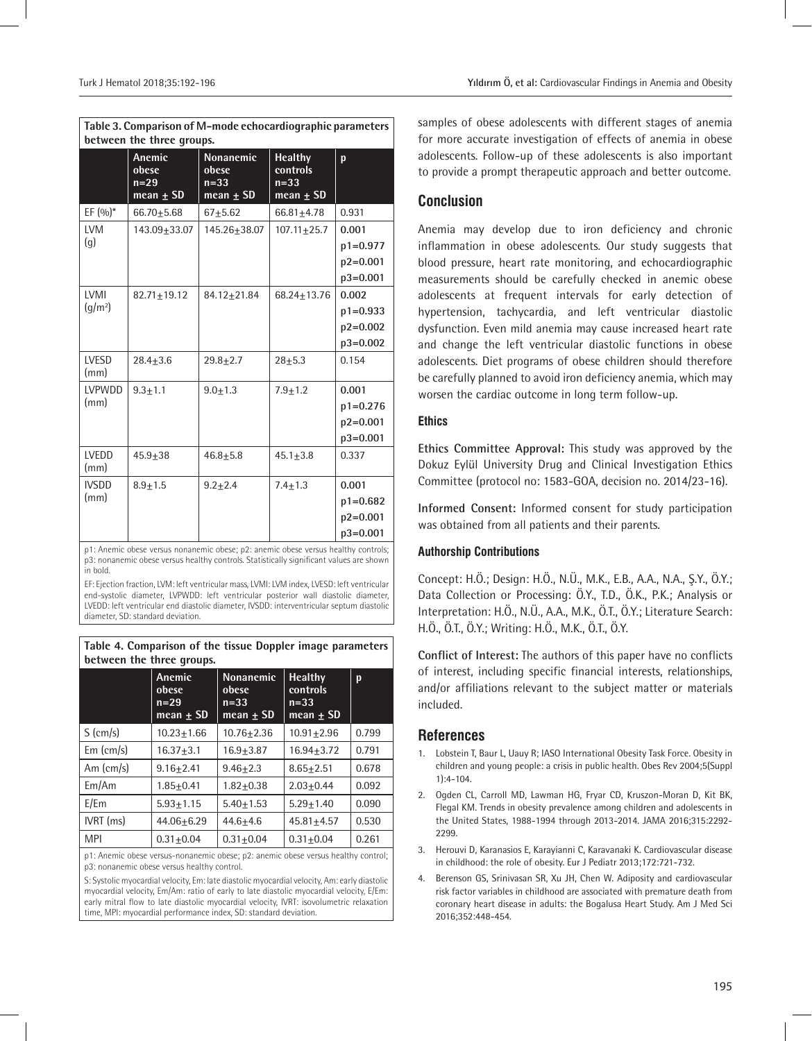**Table 3. Comparison of M-mode echocardiographic parameters between the three groups.**

| | Anemic obese n=29 mean ± SD | Nonanemic obese n=33 mean ± SD | Healthy controls n=33 mean ± SD | p |
|---|---|---|---|---|
| EF (%)* | 66.70±5.68 | 67±5.62 | 66.81±4.78 | 0.931 |
| LVM (g) | 143.09±33.07 | 145.26±38.07 | 107.11±25.7 | **0.001** p1=0.977 **p2=0.001** **p3=0.001** |
| LVMI (g/m²) | 82.71±19.12 | 84.12±21.84 | 68.24±13.76 | **0.002** p1=0.933 **p2=0.002** **p3=0.002** |
| LVESD (mm) | 28.4±3.6 | 29.8±2.7 | 28±5.3 | 0.154 |
| LVPWDD (mm) | 9.3±1.1 | 9.0±1.3 | 7.9±1.2 | **0.001** p1=0.276 **p2=0.001** **p3=0.001** |
| LVEDD (mm) | 45.9±38 | 46.8±5.8 | 45.1±3.8 | 0.337 |
| IVSDD (mm) | 8.9±1.5 | 9.2±2.4 | 7.4±1.3 | **0.001** p1=0.682 **p2=0.001** **p3=0.001** |

p1: Anemic obese versus nonanemic obese; p2: anemic obese versus healthy controls; p3: nonanemic obese versus healthy controls. Statistically significant values are shown in bold.

EF: Ejection fraction, LVM: left ventricular mass, LVMI: LVM index, LVESD: left ventricular end-systolic diameter, LVPWDD: left ventricular posterior wall diastolic diameter, LVEDD: left ventricular end diastolic diameter, IVSDD: interventricular septum diastolic diameter, SD: standard deviation.

**Table 4. Comparison of the tissue Doppler image parameters between the three groups.**

| | Anemic obese n=29 mean ± SD | Nonanemic obese n=33 mean ± SD | Healthy controls n=33 mean ± SD | p |
|---|---|---|---|---|
| S (cm/s) | 10.23±1.66 | 10.76±2.36 | 10.91±2.96 | 0.799 |
| Em (cm/s) | 16.37±3.1 | 16.9±3.87 | 16.94±3.72 | 0.791 |
| Am (cm/s) | 9.16±2.41 | 9.46±2.3 | 8.65±2.51 | 0.678 |
| Em/Am | 1.85±0.41 | 1.82±0.38 | 2.03±0.44 | 0.092 |
| E/Em | 5.93±1.15 | 5.40±1.53 | 5.29±1.40 | 0.090 |
| IVRT (ms) | 44.06±6.29 | 44.6±4.6 | 45.81±4.57 | 0.530 |
| MPI | 0.31±0.04 | 0.31±0.04 | 0.31±0.04 | 0.261 |

p1: Anemic obese versus-nonanemic obese; p2: anemic obese versus healthy control; p3: nonanemic obese versus healthy control.

S: Systolic myocardial velocity, Em: late diastolic myocardial velocity, Am: early diastolic myocardial velocity, Em/Am: ratio of early to late diastolic myocardial velocity, E/Em: early mitral flow to late diastolic myocardial velocity, IVRT: isovolumetric relaxation time, MPI: myocardial performance index, SD: standard deviation.

samples of obese adolescents with different stages of anemia for more accurate investigation of effects of anemia in obese adolescents. Follow-up of these adolescents is also important to provide a prompt therapeutic approach and better outcome.

## Conclusion

Anemia may develop due to iron deficiency and chronic inflammation in obese adolescents. Our study suggests that blood pressure, heart rate monitoring, and echocardiographic measurements should be carefully checked in anemic obese adolescents at frequent intervals for early detection of hypertension, tachycardia, and left ventricular diastolic dysfunction. Even mild anemia may cause increased heart rate and change the left ventricular diastolic functions in obese adolescents. Diet programs of obese children should therefore be carefully planned to avoid iron deficiency anemia, which may worsen the cardiac outcome in long term follow-up.

### Ethics

**Ethics Committee Approval:** This study was approved by the Dokuz Eylül University Drug and Clinical Investigation Ethics Committee (protocol no: 1583-GOA, decision no. 2014/23-16).

**Informed Consent:** Informed consent for study participation was obtained from all patients and their parents.

### Authorship Contributions

Concept: H.Ö.; Design: H.Ö., N.Ü., M.K., E.B., A.A., N.A., Ş.Y., Ö.Y.; Data Collection or Processing: Ö.Y., T.D., Ö.K., P.K.; Analysis or Interpretation: H.Ö., N.Ü., A.A., M.K., Ö.T., Ö.Y.; Literature Search: H.Ö., Ö.T., Ö.Y.; Writing: H.Ö., M.K., Ö.T., Ö.Y.

**Conflict of Interest:** The authors of this paper have no conflicts of interest, including specific financial interests, relationships, and/or affiliations relevant to the subject matter or materials included.

## References

1. Lobstein T, Baur L, Uauy R; IASO International Obesity Task Force. Obesity in children and young people: a crisis in public health. Obes Rev 2004;5(Suppl 1):4-104.
2. Ogden CL, Carroll MD, Lawman HG, Fryar CD, Kruszon-Moran D, Kit BK, Flegal KM. Trends in obesity prevalence among children and adolescents in the United States, 1988-1994 through 2013-2014. JAMA 2016;315:2292-2299.
3. Herouvi D, Karanasios E, Karayianni C, Karavanaki K. Cardiovascular disease in childhood: the role of obesity. Eur J Pediatr 2013;172:721-732.
4. Berenson GS, Srinivasan SR, Xu JH, Chen W. Adiposity and cardiovascular risk factor variables in childhood are associated with premature death from coronary heart disease in adults: the Bogalusa Heart Study. Am J Med Sci 2016;352:448-454.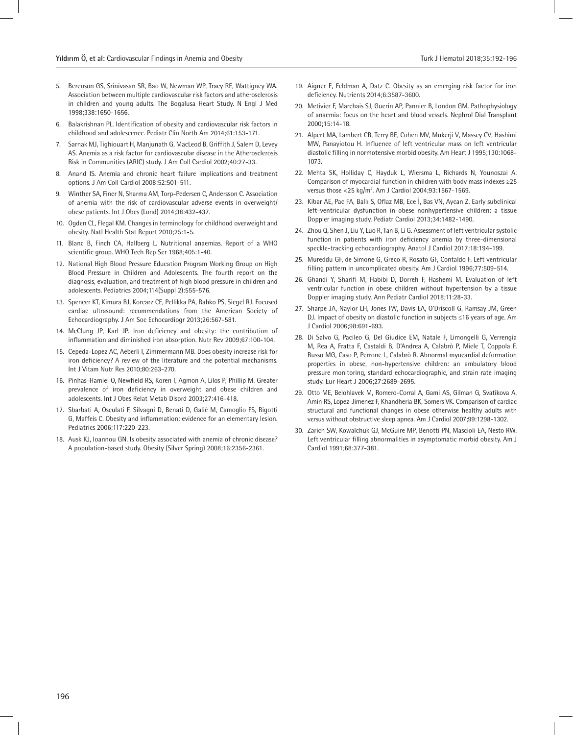5. Berenson GS, Srinivasan SR, Bao W, Newman WP, Tracy RE, Wattigney WA. Association between multiple cardiovascular risk factors and atherosclerosis in children and young adults. The Bogalusa Heart Study. N Engl J Med 1998;338:1650-1656.
6. Balakrishnan PL. Identification of obesity and cardiovascular risk factors in childhood and adolescence. Pediatr Clin North Am 2014;61:153-171.
7. Sarnak MJ, Tighiouart H, Manjunath G, MacLeod B, Griffith J, Salem D, Levey AS. Anemia as a risk factor for cardiovascular disease in the Atherosclerosis Risk in Communities (ARIC) study. J Am Coll Cardiol 2002;40:27-33.
8. Anand IS. Anemia and chronic heart failure implications and treatment options. J Am Coll Cardiol 2008;52:501-511.
9. Winther SA, Finer N, Sharma AM, Torp-Pedersen C, Andersson C. Association of anemia with the risk of cardiovascular adverse events in overweight/obese patients. Int J Obes (Lond) 2014;38:432-437.
10. Ogden CL, Flegal KM. Changes in terminology for childhood overweight and obesity. Natl Health Stat Report 2010;25:1-5.
11. Blanc B, Finch CA, Hallberg L. Nutritional anaemias. Report of a WHO scientific group. WHO Tech Rep Ser 1968;405:1-40.
12. National High Blood Pressure Education Program Working Group on High Blood Pressure in Children and Adolescents. The fourth report on the diagnosis, evaluation, and treatment of high blood pressure in children and adolescents. Pediatrics 2004;114(Suppl 2):555-576.
13. Spencer KT, Kimura BJ, Korcarz CE, Pellikka PA, Rahko PS, Siegel RJ. Focused cardiac ultrasound: recommendations from the American Society of Echocardiography. J Am Soc Echocardiogr 2013;26:567-581.
14. McClung JP, Karl JP. Iron deficiency and obesity: the contribution of inflammation and diminished iron absorption. Nutr Rev 2009;67:100-104.
15. Cepeda-Lopez AC, Aeberli I, Zimmermann MB. Does obesity increase risk for iron deficiency? A review of the literature and the potential mechanisms. Int J Vitam Nutr Res 2010;80:263-270.
16. Pinhas-Hamiel O, Newfield RS, Koren I, Agmon A, Lilos P, Phillip M. Greater prevalence of iron deficiency in overweight and obese children and adolescents. Int J Obes Relat Metab Disord 2003;27:416-418.
17. Sbarbati A, Osculati F, Silvagni D, Benati D, Galiè M, Camoglio FS, Rigotti G, Maffeis C. Obesity and inflammation: evidence for an elementary lesion. Pediatrics 2006;117:220-223.
18. Ausk KJ, Ioannou GN. Is obesity associated with anemia of chronic disease? A population-based study. Obesity (Silver Spring) 2008;16:2356-2361.
19. Aigner E, Feldman A, Datz C. Obesity as an emerging risk factor for iron deficiency. Nutrients 2014;6:3587-3600.
20. Metivier F, Marchais SJ, Guerin AP, Pannier B, London GM. Pathophysiology of anaemia: focus on the heart and blood vessels. Nephrol Dial Transplant 2000;15:14-18.
21. Alpert MA, Lambert CR, Terry BE, Cohen MV, Mukerji V, Massey CV, Hashimi MW, Panayiotou H. Influence of left ventricular mass on left ventricular diastolic filling in normotensive morbid obesity. Am Heart J 1995;130:1068-1073.
22. Mehta SK, Holliday C, Hayduk L, Wiersma L, Richards N, Younoszai A. Comparison of myocardial function in children with body mass indexes ≥25 versus those <25 kg/m$^2$. Am J Cardiol 2004;93:1567-1569.
23. Kibar AE, Pac FA, Ballı S, Oflaz MB, Ece İ, Bas VN, Aycan Z. Early subclinical left-ventricular dysfunction in obese nonhypertensive children: a tissue Doppler imaging study. Pediatr Cardiol 2013;34:1482-1490.
24. Zhou Q, Shen J, Liu Y, Luo R, Tan B, Li G. Assessment of left ventricular systolic function in patients with iron deficiency anemia by three-dimensional speckle-tracking echocardiography. Anatol J Cardiol 2017;18:194-199.
25. Mureddu GF, de Simone G, Greco R, Rosato GF, Contaldo F. Left ventricular filling pattern in uncomplicated obesity. Am J Cardiol 1996;77:509-514.
26. Ghandi Y, Sharifi M, Habibi D, Dorreh F, Hashemi M. Evaluation of left ventricular function in obese children without hypertension by a tissue Doppler imaging study. Ann Pediatr Cardiol 2018;11:28-33.
27. Sharpe JA, Naylor LH, Jones TW, Davis EA, O'Driscoll G, Ramsay JM, Green DJ. Impact of obesity on diastolic function in subjects ≤16 years of age. Am J Cardiol 2006;98:691-693.
28. Di Salvo G, Pacileo G, Del Giudice EM, Natale F, Limongelli G, Verrengia M, Rea A, Fratta F, Castaldi B, D'Andrea A, Calabrò P, Miele T, Coppola F, Russo MG, Caso P, Perrone L, Calabrò R. Abnormal myocardial deformation properties in obese, non-hypertensive children: an ambulatory blood pressure monitoring, standard echocardiographic, and strain rate imaging study. Eur Heart J 2006;27:2689-2695.
29. Otto ME, Belohlavek M, Romero-Corral A, Gami AS, Gilman G, Svatikova A, Amin RS, Lopez-Jimenez F, Khandheria BK, Somers VK. Comparison of cardiac structural and functional changes in obese otherwise healthy adults with versus without obstructive sleep apnea. Am J Cardiol 2007;99:1298-1302.
30. Zarich SW, Kowalchuk GJ, McGuire MP, Benotti PN, Mascioli EA, Nesto RW. Left ventricular filling abnormalities in asymptomatic morbid obesity. Am J Cardiol 1991;68:377-381.